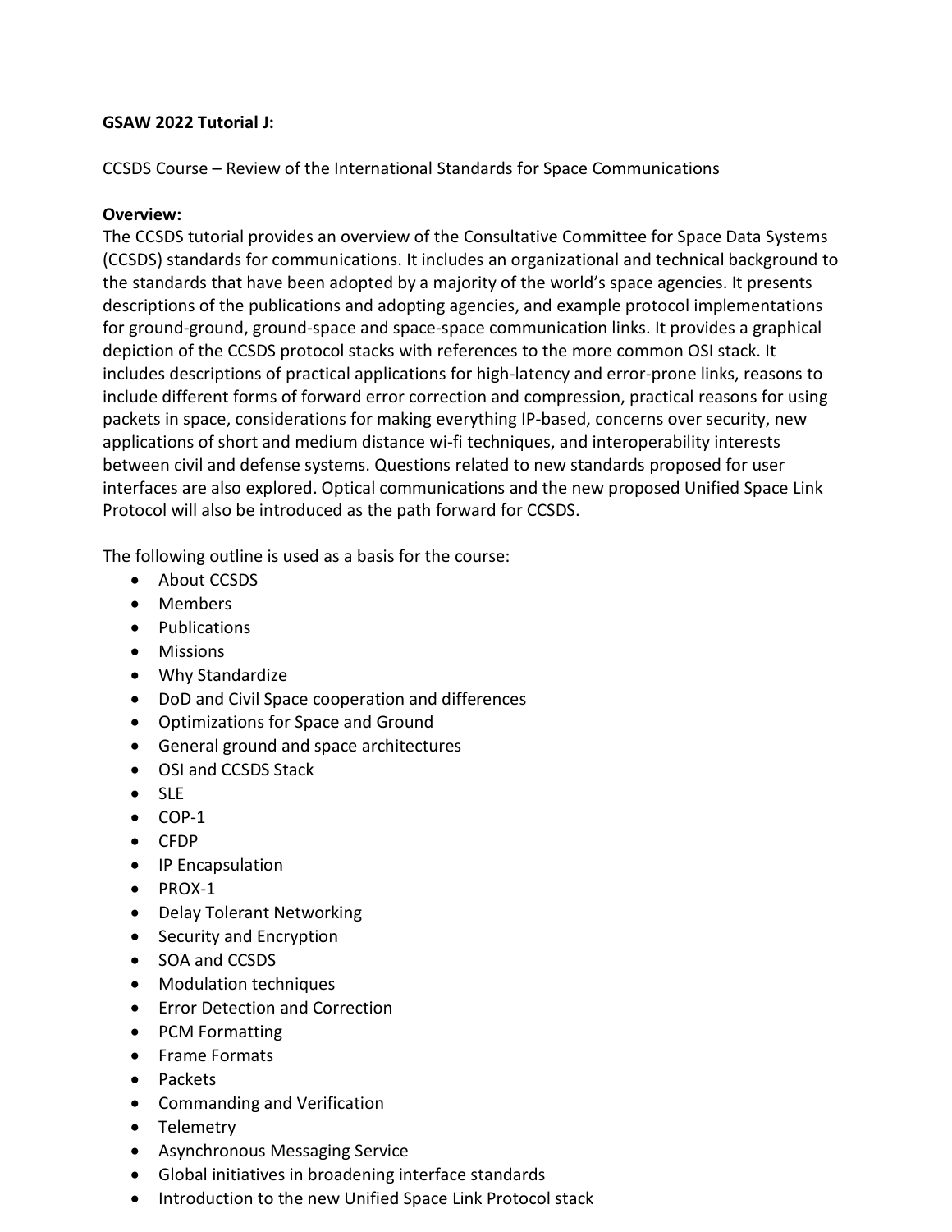**GSAW 2022 Tutorial J:**

CCSDS Course – Review of the International Standards for Space Communications

**Overview:**

The CCSDS tutorial provides an overview of the Consultative Committee for Space Data Systems (CCSDS) standards for communications. It includes an organizational and technical background to the standards that have been adopted by a majority of the world's space agencies. It presents descriptions of the publications and adopting agencies, and example protocol implementations for ground-ground, ground-space and space-space communication links. It provides a graphical depiction of the CCSDS protocol stacks with references to the more common OSI stack. It includes descriptions of practical applications for high-latency and error-prone links, reasons to include different forms of forward error correction and compression, practical reasons for using packets in space, considerations for making everything IP-based, concerns over security, new applications of short and medium distance wi-fi techniques, and interoperability interests between civil and defense systems. Questions related to new standards proposed for user interfaces are also explored. Optical communications and the new proposed Unified Space Link Protocol will also be introduced as the path forward for CCSDS.

The following outline is used as a basis for the course:

- About CCSDS
- Members
- Publications
- Missions
- Why Standardize
- DoD and Civil Space cooperation and differences
- Optimizations for Space and Ground
- General ground and space architectures
- OSI and CCSDS Stack
- SLE
- COP-1
- CFDP
- IP Encapsulation
- PROX-1
- Delay Tolerant Networking
- Security and Encryption
- SOA and CCSDS
- Modulation techniques
- Error Detection and Correction
- PCM Formatting
- Frame Formats
- Packets
- Commanding and Verification
- Telemetry
- Asynchronous Messaging Service
- Global initiatives in broadening interface standards
- Introduction to the new Unified Space Link Protocol stack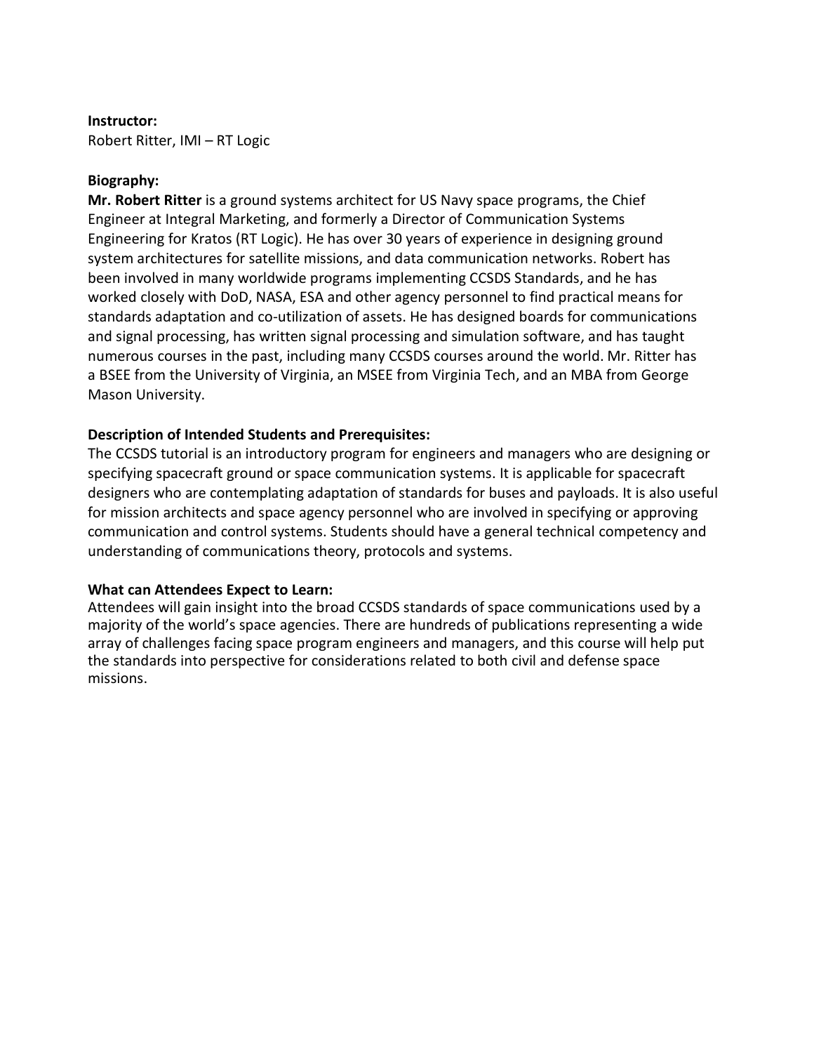**Instructor:**
Robert Ritter, IMI – RT Logic

**Biography:**
**Mr. Robert Ritter** is a ground systems architect for US Navy space programs, the Chief Engineer at Integral Marketing, and formerly a Director of Communication Systems Engineering for Kratos (RT Logic). He has over 30 years of experience in designing ground system architectures for satellite missions, and data communication networks. Robert has been involved in many worldwide programs implementing CCSDS Standards, and he has worked closely with DoD, NASA, ESA and other agency personnel to find practical means for standards adaptation and co-utilization of assets. He has designed boards for communications and signal processing, has written signal processing and simulation software, and has taught numerous courses in the past, including many CCSDS courses around the world. Mr. Ritter has a BSEE from the University of Virginia, an MSEE from Virginia Tech, and an MBA from George Mason University.

**Description of Intended Students and Prerequisites:**
The CCSDS tutorial is an introductory program for engineers and managers who are designing or specifying spacecraft ground or space communication systems. It is applicable for spacecraft designers who are contemplating adaptation of standards for buses and payloads. It is also useful for mission architects and space agency personnel who are involved in specifying or approving communication and control systems. Students should have a general technical competency and understanding of communications theory, protocols and systems.

**What can Attendees Expect to Learn:**
Attendees will gain insight into the broad CCSDS standards of space communications used by a majority of the world's space agencies. There are hundreds of publications representing a wide array of challenges facing space program engineers and managers, and this course will help put the standards into perspective for considerations related to both civil and defense space missions.